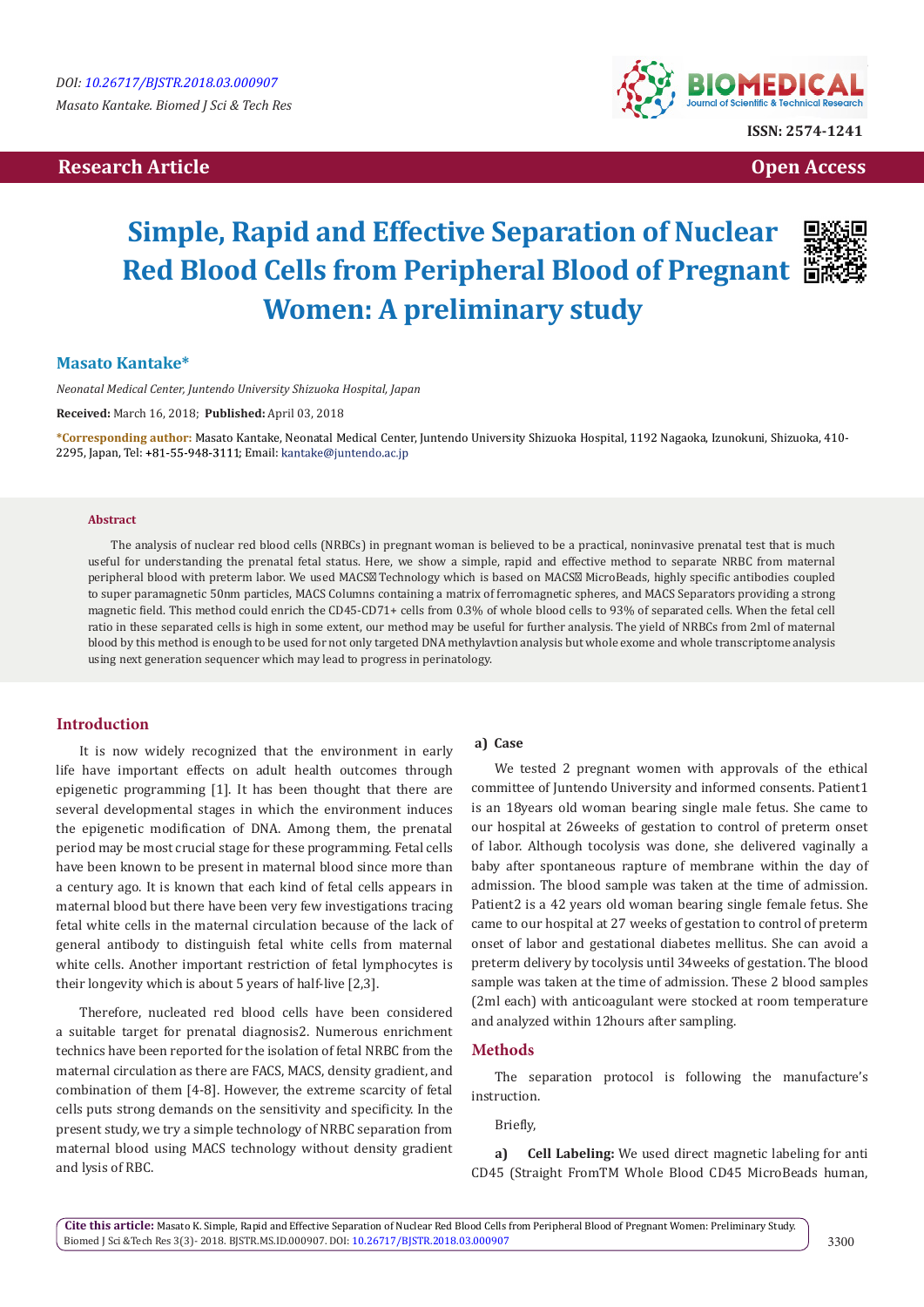DOI: 10.26717/BJSTR.2018.03.000907

*Masato Kantake. Biomed J Sci & Tech Res*

ISSN: 2574-1241

**Research Article** **Open Access**

# Simple, Rapid and Effective Separation of Nuclear Red Blood Cells from Peripheral Blood of Pregnant Women: A preliminary study

**Masato Kantake\***

*Neonatal Medical Center, Juntendo University Shizuoka Hospital, Japan*

**Received:** March 16, 2018; **Published:** April 03, 2018

**\*Corresponding author:** Masato Kantake, Neonatal Medical Center, Juntendo University Shizuoka Hospital, 1192 Nagaoka, Izunokuni, Shizuoka, 410-2295, Japan, Tel: +81-55-948-3111; Email: kantake@juntendo.ac.jp

### Abstract

The analysis of nuclear red blood cells (NRBCs) in pregnant woman is believed to be a practical, noninvasive prenatal test that is much useful for understanding the prenatal fetal status. Here, we show a simple, rapid and effective method to separate NRBC from maternal peripheral blood with preterm labor. We used MACS® Technology which is based on MACS® MicroBeads, highly specific antibodies coupled to super paramagnetic 50nm particles, MACS Columns containing a matrix of ferromagnetic spheres, and MACS Separators providing a strong magnetic field. This method could enrich the CD45-CD71+ cells from 0.3% of whole blood cells to 93% of separated cells. When the fetal cell ratio in these separated cells is high in some extent, our method may be useful for further analysis. The yield of NRBCs from 2ml of maternal blood by this method is enough to be used for not only targeted DNA methylavtion analysis but whole exome and whole transcriptome analysis using next generation sequencer which may lead to progress in perinatology.

## Introduction

It is now widely recognized that the environment in early life have important effects on adult health outcomes through epigenetic programming [1]. It has been thought that there are several developmental stages in which the environment induces the epigenetic modification of DNA. Among them, the prenatal period may be most crucial stage for these programming. Fetal cells have been known to be present in maternal blood since more than a century ago. It is known that each kind of fetal cells appears in maternal blood but there have been very few investigations tracing fetal white cells in the maternal circulation because of the lack of general antibody to distinguish fetal white cells from maternal white cells. Another important restriction of fetal lymphocytes is their longevity which is about 5 years of half-live [2,3].

Therefore, nucleated red blood cells have been considered a suitable target for prenatal diagnosis2. Numerous enrichment technics have been reported for the isolation of fetal NRBC from the maternal circulation as there are FACS, MACS, density gradient, and combination of them [4-8]. However, the extreme scarcity of fetal cells puts strong demands on the sensitivity and specificity. In the present study, we try a simple technology of NRBC separation from maternal blood using MACS technology without density gradient and lysis of RBC.

**a) Case**

We tested 2 pregnant women with approvals of the ethical committee of Juntendo University and informed consents. Patient1 is an 18years old woman bearing single male fetus. She came to our hospital at 26weeks of gestation to control of preterm onset of labor. Although tocolysis was done, she delivered vaginally a baby after spontaneous rapture of membrane within the day of admission. The blood sample was taken at the time of admission. Patient2 is a 42 years old woman bearing single female fetus. She came to our hospital at 27 weeks of gestation to control of preterm onset of labor and gestational diabetes mellitus. She can avoid a preterm delivery by tocolysis until 34weeks of gestation. The blood sample was taken at the time of admission. These 2 blood samples (2ml each) with anticoagulant were stocked at room temperature and analyzed within 12hours after sampling.

## Methods

The separation protocol is following the manufacture's instruction.

Briefly,

**a) Cell Labeling:** We used direct magnetic labeling for anti CD45 (Straight FromTM Whole Blood CD45 MicroBeads human,

**Cite this article:** Masato K. Simple, Rapid and Effective Separation of Nuclear Red Blood Cells from Peripheral Blood of Pregnant Women: Preliminary Study. Biomed J Sci &Tech Res 3(3)- 2018. BJSTR.MS.ID.000907. DOI: 10.26717/BJSTR.2018.03.000907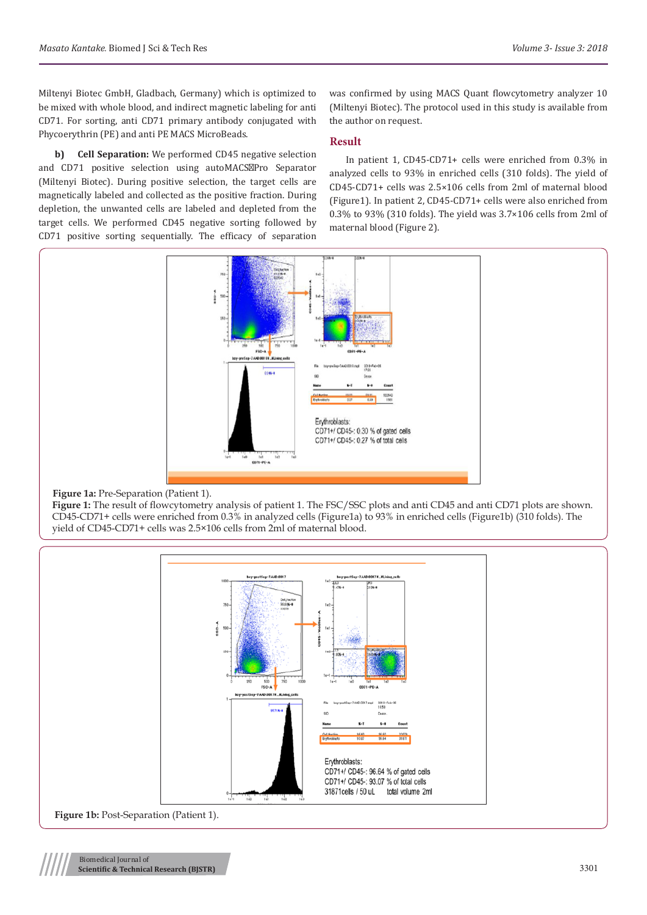Miltenyi Biotec GmbH, Gladbach, Germany) which is optimized to be mixed with whole blood, and indirect magnetic labeling for anti CD71. For sorting, anti CD71 primary antibody conjugated with Phycoerythrin (PE) and anti PE MACS MicroBeads.

**b) Cell Separation:** We performed CD45 negative selection and CD71 positive selection using autoMACSPro Separator (Miltenyi Biotec). During positive selection, the target cells are magnetically labeled and collected as the positive fraction. During depletion, the unwanted cells are labeled and depleted from the target cells. We performed CD45 negative sorting followed by CD71 positive sorting sequentially. The efficacy of separation was confirmed by using MACS Quant flowcytometry analyzer 10 (Miltenyi Biotec). The protocol used in this study is available from the author on request.

## Result

In patient 1, CD45-CD71+ cells were enriched from 0.3% in analyzed cells to 93% in enriched cells (310 folds). The yield of CD45-CD71+ cells was 2.5×106 cells from 2ml of maternal blood (Figure1). In patient 2, CD45-CD71+ cells were also enriched from 0.3% to 93% (310 folds). The yield was 3.7×106 cells from 2ml of maternal blood (Figure 2).

**Figure 1a:** Pre-Separation (Patient 1).

**Figure 1:** The result of flowcytometry analysis of patient 1. The FSC/SSC plots and anti CD45 and anti CD71 plots are shown. CD45-CD71+ cells were enriched from 0.3% in analyzed cells (Figure1a) to 93% in enriched cells (Figure1b) (310 folds). The yield of CD45-CD71+ cells was 2.5×106 cells from 2ml of maternal blood.

**Figure 1b:** Post-Separation (Patient 1).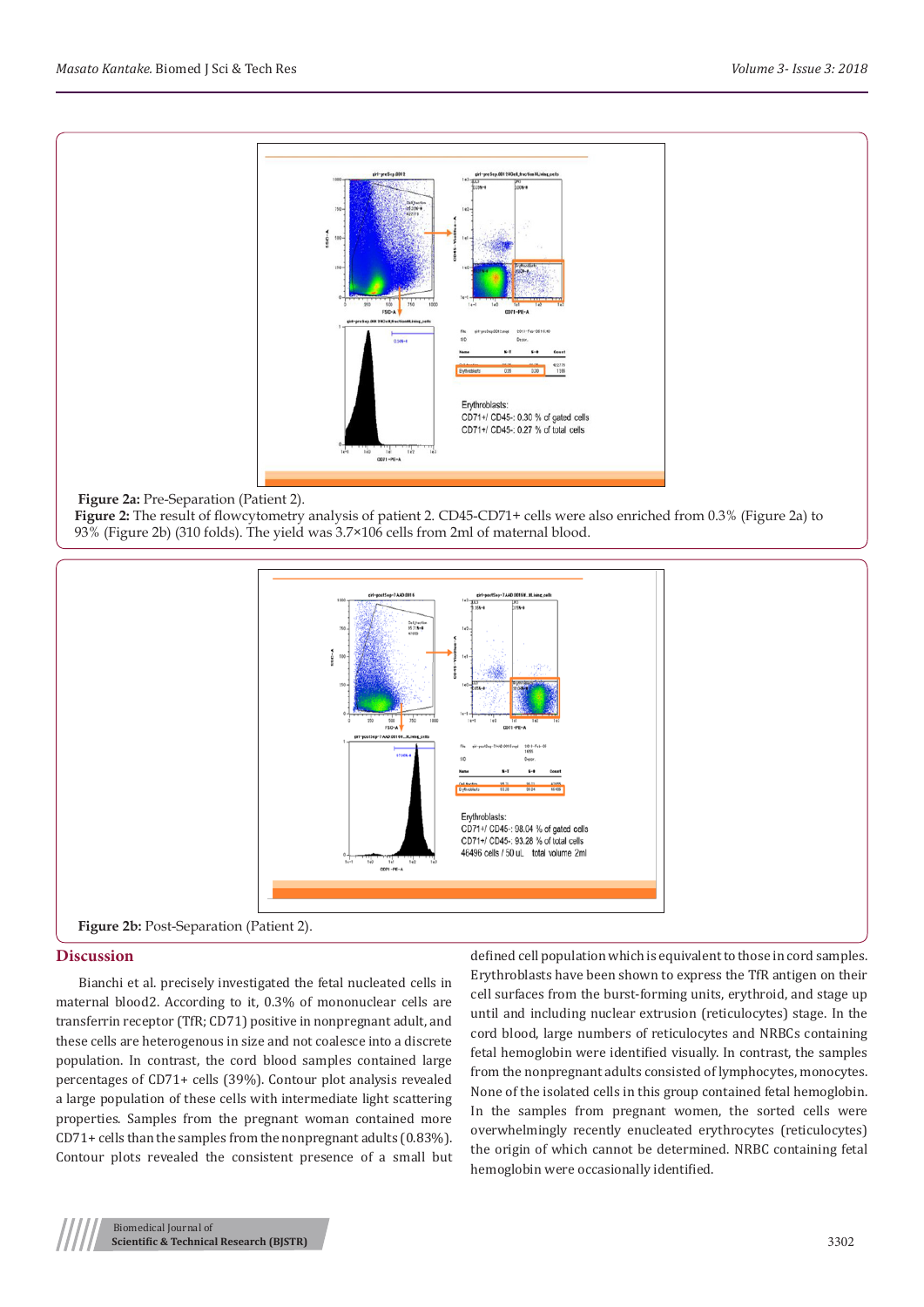**Figure 2a:** Pre-Separation (Patient 2).

**Figure 2:** The result of flowcytometry analysis of patient 2. CD45-CD71+ cells were also enriched from 0.3% (Figure 2a) to 93% (Figure 2b) (310 folds). The yield was 3.7×106 cells from 2ml of maternal blood.

**Figure 2b:** Post-Separation (Patient 2).

## Discussion

Bianchi et al. precisely investigated the fetal nucleated cells in maternal blood2. According to it, 0.3% of mononuclear cells are transferrin receptor (TfR; CD71) positive in nonpregnant adult, and these cells are heterogenous in size and not coalesce into a discrete population. In contrast, the cord blood samples contained large percentages of CD71+ cells (39%). Contour plot analysis revealed a large population of these cells with intermediate light scattering properties. Samples from the pregnant woman contained more CD71+ cells than the samples from the nonpregnant adults (0.83%). Contour plots revealed the consistent presence of a small but defined cell population which is equivalent to those in cord samples. Erythroblasts have been shown to express the TfR antigen on their cell surfaces from the burst-forming units, erythroid, and stage up until and including nuclear extrusion (reticulocytes) stage. In the cord blood, large numbers of reticulocytes and NRBCs containing fetal hemoglobin were identified visually. In contrast, the samples from the nonpregnant adults consisted of lymphocytes, monocytes. None of the isolated cells in this group contained fetal hemoglobin. In the samples from pregnant women, the sorted cells were overwhelmingly recently enucleated erythrocytes (reticulocytes) the origin of which cannot be determined. NRBC containing fetal hemoglobin were occasionally identified.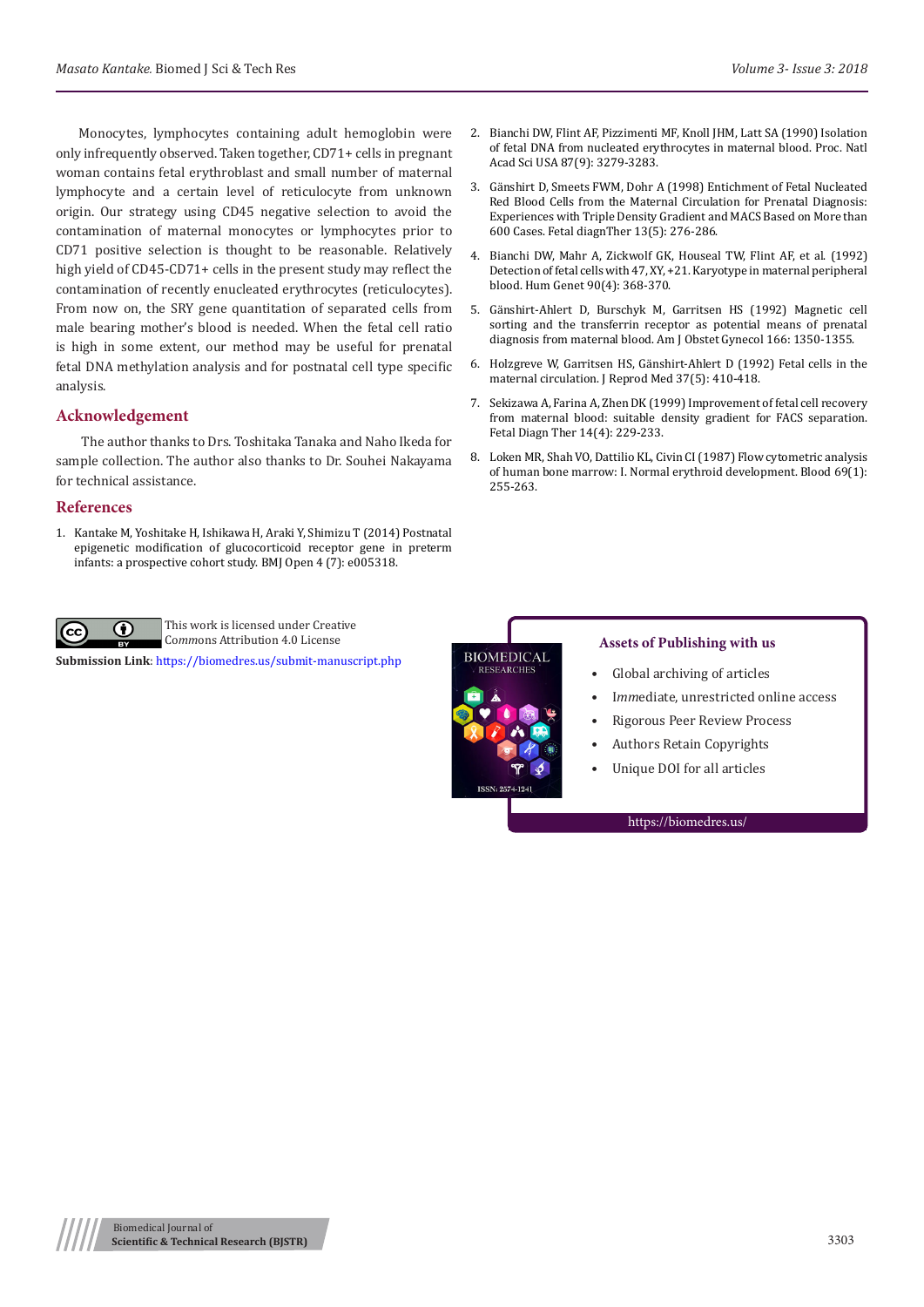Monocytes, lymphocytes containing adult hemoglobin were only infrequently observed. Taken together, CD71+ cells in pregnant woman contains fetal erythroblast and small number of maternal lymphocyte and a certain level of reticulocyte from unknown origin. Our strategy using CD45 negative selection to avoid the contamination of maternal monocytes or lymphocytes prior to CD71 positive selection is thought to be reasonable. Relatively high yield of CD45-CD71+ cells in the present study may reflect the contamination of recently enucleated erythrocytes (reticulocytes). From now on, the SRY gene quantitation of separated cells from male bearing mother's blood is needed. When the fetal cell ratio is high in some extent, our method may be useful for prenatal fetal DNA methylation analysis and for postnatal cell type specific analysis.

## Acknowledgement

The author thanks to Drs. Toshitaka Tanaka and Naho Ikeda for sample collection. The author also thanks to Dr. Souhei Nakayama for technical assistance.

## References

1. Kantake M, Yoshitake H, Ishikawa H, Araki Y, Shimizu T (2014) Postnatal epigenetic modification of glucocorticoid receptor gene in preterm infants: a prospective cohort study. BMJ Open 4 (7): e005318.
2. Bianchi DW, Flint AF, Pizzimenti MF, Knoll JHM, Latt SA (1990) Isolation of fetal DNA from nucleated erythrocytes in maternal blood. Proc. Natl Acad Sci USA 87(9): 3279-3283.
3. Gänshirt D, Smeets FWM, Dohr A (1998) Entichment of Fetal Nucleated Red Blood Cells from the Maternal Circulation for Prenatal Diagnosis: Experiences with Triple Density Gradient and MACS Based on More than 600 Cases. Fetal diagnTher 13(5): 276-286.
4. Bianchi DW, Mahr A, Zickwolf GK, Houseal TW, Flint AF, et al. (1992) Detection of fetal cells with 47, XY, +21. Karyotype in maternal peripheral blood. Hum Genet 90(4): 368-370.
5. Gänshirt-Ahlert D, Burschyk M, Garritsen HS (1992) Magnetic cell sorting and the transferrin receptor as potential means of prenatal diagnosis from maternal blood. Am J Obstet Gynecol 166: 1350-1355.
6. Holzgreve W, Garritsen HS, Gänshirt-Ahlert D (1992) Fetal cells in the maternal circulation. J Reprod Med 37(5): 410-418.
7. Sekizawa A, Farina A, Zhen DK (1999) Improvement of fetal cell recovery from maternal blood: suitable density gradient for FACS separation. Fetal Diagn Ther 14(4): 229-233.
8. Loken MR, Shah VO, Dattilio KL, Civin CI (1987) Flow cytometric analysis of human bone marrow: I. Normal erythroid development. Blood 69(1): 255-263.

This work is licensed under Creative Commons Attribution 4.0 License

**Submission Link**: https://biomedres.us/submit-manuscript.php

### Assets of Publishing with us

- Global archiving of articles
- Immediate, unrestricted online access
- Rigorous Peer Review Process
- Authors Retain Copyrights
- Unique DOI for all articles

https://biomedres.us/